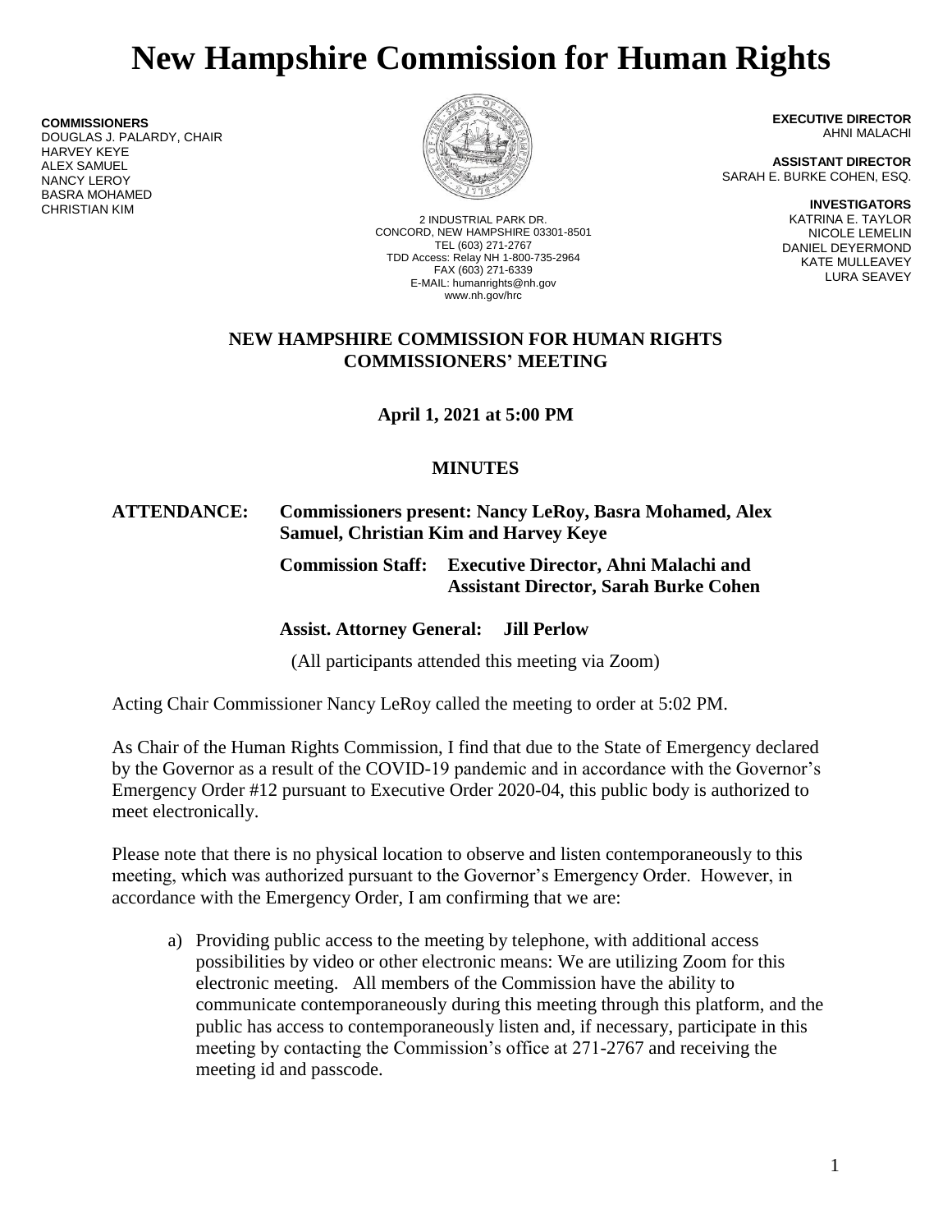# New Hampshire Commission for Human Rights

**COMMISSIONERS**
DOUGLAS J. PALARDY, CHAIR
HARVEY KEYE
ALEX SAMUEL
NANCY LEROY
BASRA MOHAMED
CHRISTIAN KIM

2 INDUSTRIAL PARK DR.
CONCORD, NEW HAMPSHIRE 03301-8501
TEL (603) 271-2767
TDD Access: Relay NH 1-800-735-2964
FAX (603) 271-6339
E-MAIL: humanrights@nh.gov
www.nh.gov/hrc

**EXECUTIVE DIRECTOR**
AHNI MALACHI

**ASSISTANT DIRECTOR**
SARAH E. BURKE COHEN, ESQ.

**INVESTIGATORS**
KATRINA E. TAYLOR
NICOLE LEMELIN
DANIEL DEYERMOND
KATE MULLEAVEY
LURA SEAVEY

## NEW HAMPSHIRE COMMISSION FOR HUMAN RIGHTS COMMISSIONERS' MEETING

**April 1, 2021 at 5:00 PM**

**MINUTES**

**ATTENDANCE:** **Commissioners present: Nancy LeRoy, Basra Mohamed, Alex Samuel, Christian Kim and Harvey Keye**

**Commission Staff: Executive Director, Ahni Malachi and Assistant Director, Sarah Burke Cohen**

**Assist. Attorney General: Jill Perlow**

(All participants attended this meeting via Zoom)

Acting Chair Commissioner Nancy LeRoy called the meeting to order at 5:02 PM.

As Chair of the Human Rights Commission, I find that due to the State of Emergency declared by the Governor as a result of the COVID-19 pandemic and in accordance with the Governor's Emergency Order #12 pursuant to Executive Order 2020-04, this public body is authorized to meet electronically.

Please note that there is no physical location to observe and listen contemporaneously to this meeting, which was authorized pursuant to the Governor's Emergency Order. However, in accordance with the Emergency Order, I am confirming that we are:

a) Providing public access to the meeting by telephone, with additional access possibilities by video or other electronic means: We are utilizing Zoom for this electronic meeting. All members of the Commission have the ability to communicate contemporaneously during this meeting through this platform, and the public has access to contemporaneously listen and, if necessary, participate in this meeting by contacting the Commission's office at 271-2767 and receiving the meeting id and passcode.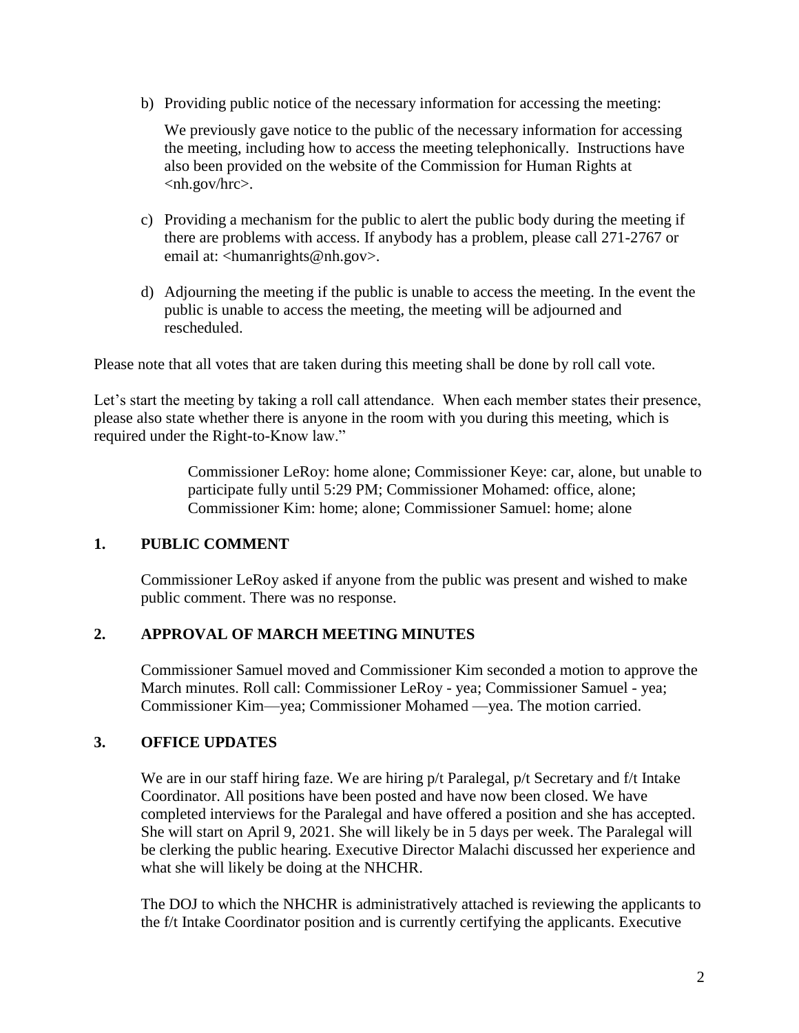b) Providing public notice of the necessary information for accessing the meeting:

   We previously gave notice to the public of the necessary information for accessing the meeting, including how to access the meeting telephonically. Instructions have also been provided on the website of the Commission for Human Rights at <nh.gov/hrc>.

c) Providing a mechanism for the public to alert the public body during the meeting if there are problems with access. If anybody has a problem, please call 271-2767 or email at: <humanrights@nh.gov>.

d) Adjourning the meeting if the public is unable to access the meeting. In the event the public is unable to access the meeting, the meeting will be adjourned and rescheduled.

Please note that all votes that are taken during this meeting shall be done by roll call vote.

Let's start the meeting by taking a roll call attendance. When each member states their presence, please also state whether there is anyone in the room with you during this meeting, which is required under the Right-to-Know law."

> Commissioner LeRoy: home alone; Commissioner Keye: car, alone, but unable to participate fully until 5:29 PM; Commissioner Mohamed: office, alone; Commissioner Kim: home; alone; Commissioner Samuel: home; alone

## 1. PUBLIC COMMENT

Commissioner LeRoy asked if anyone from the public was present and wished to make public comment. There was no response.

## 2. APPROVAL OF MARCH MEETING MINUTES

Commissioner Samuel moved and Commissioner Kim seconded a motion to approve the March minutes. Roll call: Commissioner LeRoy - yea; Commissioner Samuel - yea; Commissioner Kim—yea; Commissioner Mohamed —yea. The motion carried.

## 3. OFFICE UPDATES

We are in our staff hiring faze. We are hiring p/t Paralegal, p/t Secretary and f/t Intake Coordinator. All positions have been posted and have now been closed. We have completed interviews for the Paralegal and have offered a position and she has accepted. She will start on April 9, 2021. She will likely be in 5 days per week. The Paralegal will be clerking the public hearing. Executive Director Malachi discussed her experience and what she will likely be doing at the NHCHR.

The DOJ to which the NHCHR is administratively attached is reviewing the applicants to the f/t Intake Coordinator position and is currently certifying the applicants. Executive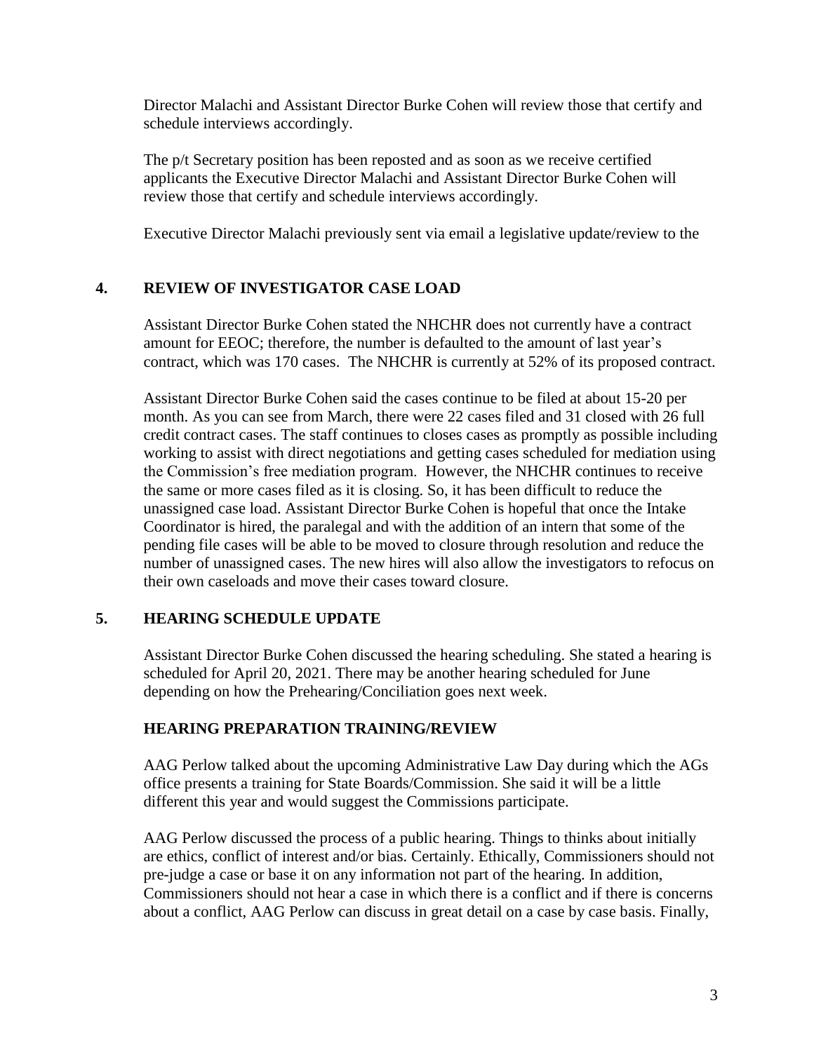Director Malachi and Assistant Director Burke Cohen will review those that certify and schedule interviews accordingly.

The p/t Secretary position has been reposted and as soon as we receive certified applicants the Executive Director Malachi and Assistant Director Burke Cohen will review those that certify and schedule interviews accordingly.

Executive Director Malachi previously sent via email a legislative update/review to the

## 4. REVIEW OF INVESTIGATOR CASE LOAD

Assistant Director Burke Cohen stated the NHCHR does not currently have a contract amount for EEOC; therefore, the number is defaulted to the amount of last year's contract, which was 170 cases. The NHCHR is currently at 52% of its proposed contract.

Assistant Director Burke Cohen said the cases continue to be filed at about 15-20 per month. As you can see from March, there were 22 cases filed and 31 closed with 26 full credit contract cases. The staff continues to closes cases as promptly as possible including working to assist with direct negotiations and getting cases scheduled for mediation using the Commission's free mediation program. However, the NHCHR continues to receive the same or more cases filed as it is closing. So, it has been difficult to reduce the unassigned case load. Assistant Director Burke Cohen is hopeful that once the Intake Coordinator is hired, the paralegal and with the addition of an intern that some of the pending file cases will be able to be moved to closure through resolution and reduce the number of unassigned cases. The new hires will also allow the investigators to refocus on their own caseloads and move their cases toward closure.

## 5. HEARING SCHEDULE UPDATE

Assistant Director Burke Cohen discussed the hearing scheduling. She stated a hearing is scheduled for April 20, 2021. There may be another hearing scheduled for June depending on how the Prehearing/Conciliation goes next week.

## HEARING PREPARATION TRAINING/REVIEW

AAG Perlow talked about the upcoming Administrative Law Day during which the AGs office presents a training for State Boards/Commission. She said it will be a little different this year and would suggest the Commissions participate.

AAG Perlow discussed the process of a public hearing. Things to thinks about initially are ethics, conflict of interest and/or bias. Certainly. Ethically, Commissioners should not pre-judge a case or base it on any information not part of the hearing. In addition, Commissioners should not hear a case in which there is a conflict and if there is concerns about a conflict, AAG Perlow can discuss in great detail on a case by case basis. Finally,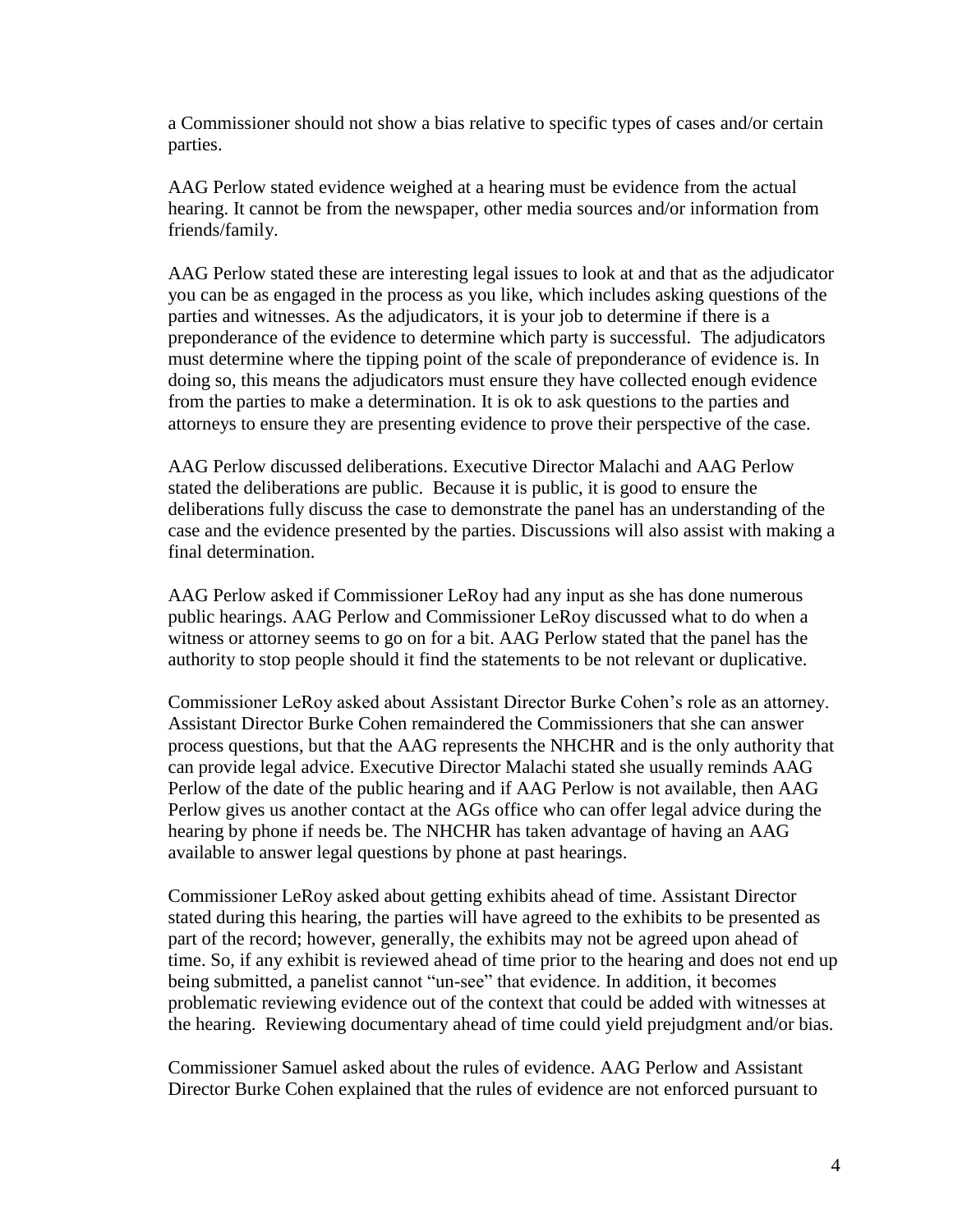a Commissioner should not show a bias relative to specific types of cases and/or certain parties.

AAG Perlow stated evidence weighed at a hearing must be evidence from the actual hearing. It cannot be from the newspaper, other media sources and/or information from friends/family.

AAG Perlow stated these are interesting legal issues to look at and that as the adjudicator you can be as engaged in the process as you like, which includes asking questions of the parties and witnesses. As the adjudicators, it is your job to determine if there is a preponderance of the evidence to determine which party is successful. The adjudicators must determine where the tipping point of the scale of preponderance of evidence is. In doing so, this means the adjudicators must ensure they have collected enough evidence from the parties to make a determination. It is ok to ask questions to the parties and attorneys to ensure they are presenting evidence to prove their perspective of the case.

AAG Perlow discussed deliberations. Executive Director Malachi and AAG Perlow stated the deliberations are public. Because it is public, it is good to ensure the deliberations fully discuss the case to demonstrate the panel has an understanding of the case and the evidence presented by the parties. Discussions will also assist with making a final determination.

AAG Perlow asked if Commissioner LeRoy had any input as she has done numerous public hearings. AAG Perlow and Commissioner LeRoy discussed what to do when a witness or attorney seems to go on for a bit. AAG Perlow stated that the panel has the authority to stop people should it find the statements to be not relevant or duplicative.

Commissioner LeRoy asked about Assistant Director Burke Cohen's role as an attorney. Assistant Director Burke Cohen remaindered the Commissioners that she can answer process questions, but that the AAG represents the NHCHR and is the only authority that can provide legal advice. Executive Director Malachi stated she usually reminds AAG Perlow of the date of the public hearing and if AAG Perlow is not available, then AAG Perlow gives us another contact at the AGs office who can offer legal advice during the hearing by phone if needs be. The NHCHR has taken advantage of having an AAG available to answer legal questions by phone at past hearings.

Commissioner LeRoy asked about getting exhibits ahead of time. Assistant Director stated during this hearing, the parties will have agreed to the exhibits to be presented as part of the record; however, generally, the exhibits may not be agreed upon ahead of time. So, if any exhibit is reviewed ahead of time prior to the hearing and does not end up being submitted, a panelist cannot "un-see" that evidence. In addition, it becomes problematic reviewing evidence out of the context that could be added with witnesses at the hearing. Reviewing documentary ahead of time could yield prejudgment and/or bias.

Commissioner Samuel asked about the rules of evidence. AAG Perlow and Assistant Director Burke Cohen explained that the rules of evidence are not enforced pursuant to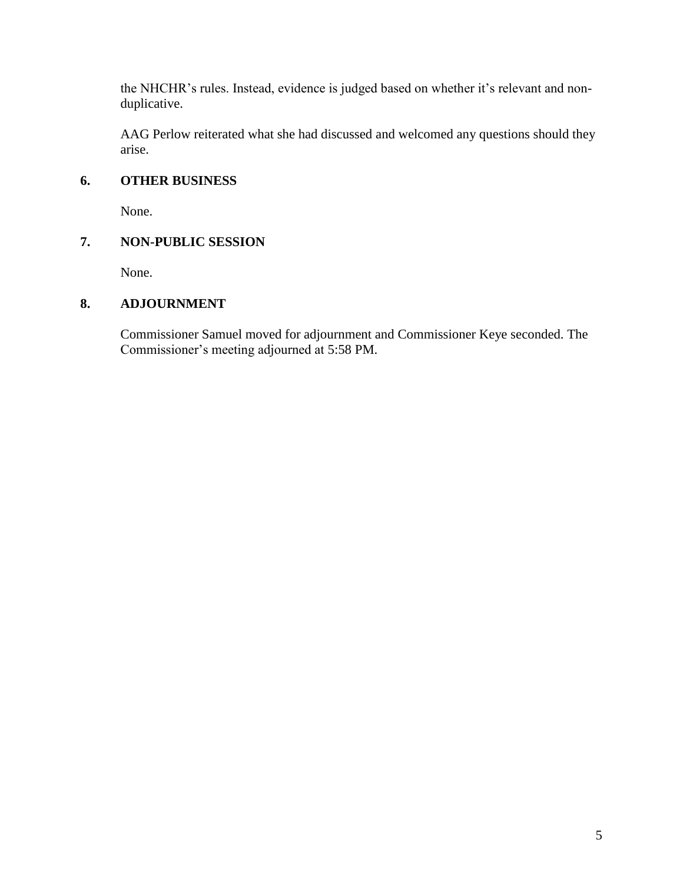the NHCHR's rules. Instead, evidence is judged based on whether it's relevant and non-duplicative.

AAG Perlow reiterated what she had discussed and welcomed any questions should they arise.

## 6. OTHER BUSINESS

None.

## 7. NON-PUBLIC SESSION

None.

## 8. ADJOURNMENT

Commissioner Samuel moved for adjournment and Commissioner Keye seconded. The Commissioner's meeting adjourned at 5:58 PM.